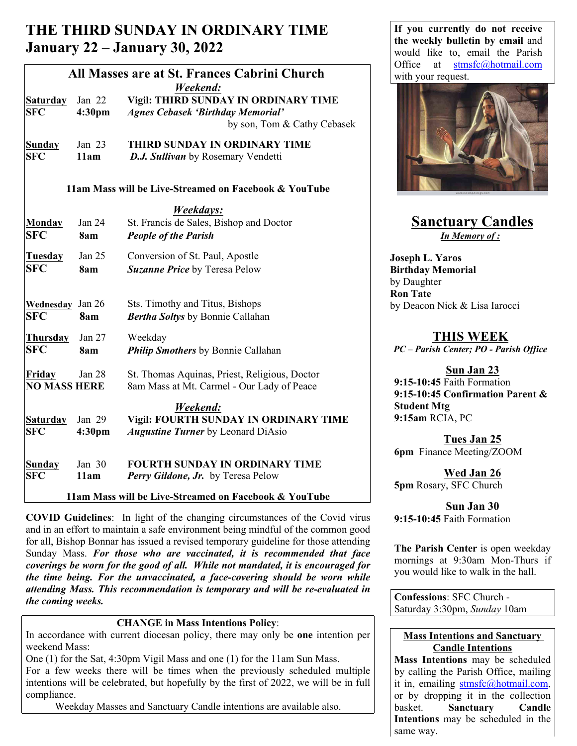# THE THIRD SUNDAY IN ORDINARY TIME
# January 22 – January 30, 2022

## All Masses are at St. Frances Cabrini Church

***Weekend:***

**Saturday** Jan 22 **Vigil: THIRD SUNDAY IN ORDINARY TIME**
**SFC 4:30pm** ***Agnes Cebasek 'Birthday Memorial'***
by son, Tom & Cathy Cebasek

**Sunday** Jan 23 **THIRD SUNDAY IN ORDINARY TIME**
**SFC 11am** ***D.J. Sullivan*** by Rosemary Vendetti

**11am Mass will be Live-Streamed on Facebook & YouTube**

***Weekdays:***

**Monday** Jan 24 St. Francis de Sales, Bishop and Doctor
**SFC 8am** ***People of the Parish***

**Tuesday** Jan 25 Conversion of St. Paul, Apostle
**SFC 8am** ***Suzanne Price*** by Teresa Pelow

**Wednesday** Jan 26 Sts. Timothy and Titus, Bishops
**SFC 8am** ***Bertha Soltys*** by Bonnie Callahan

**Thursday** Jan 27 Weekday
**SFC 8am** ***Philip Smothers*** by Bonnie Callahan

**Friday** Jan 28 St. Thomas Aquinas, Priest, Religious, Doctor
**NO MASS HERE** 8am Mass at Mt. Carmel - Our Lady of Peace

***Weekend:***

**Saturday** Jan 29 **Vigil: FOURTH SUNDAY IN ORDINARY TIME**
**SFC 4:30pm** ***Augustine Turner*** by Leonard DiAsio

**Sunday** Jan 30 **FOURTH SUNDAY IN ORDINARY TIME**
**SFC 11am** ***Perry Gildone, Jr.*** by Teresa Pelow

**11am Mass will be Live-Streamed on Facebook & YouTube**

**COVID Guidelines**: In light of the changing circumstances of the Covid virus and in an effort to maintain a safe environment being mindful of the common good for all, Bishop Bonnar has issued a revised temporary guideline for those attending Sunday Mass. ***For those who are vaccinated, it is recommended that face coverings be worn for the good of all. While not mandated, it is encouraged for the time being. For the unvaccinated, a face-covering should be worn while attending Mass. This recommendation is temporary and will be re-evaluated in the coming weeks.***

**CHANGE in Mass Intentions Policy**:
In accordance with current diocesan policy, there may only be **one** intention per weekend Mass:
One (1) for the Sat, 4:30pm Vigil Mass and one (1) for the 11am Sun Mass.
For a few weeks there will be times when the previously scheduled multiple intentions will be celebrated, but hopefully by the first of 2022, we will be in full compliance.
Weekday Masses and Sanctuary Candle intentions are available also.

**If you currently do not receive the weekly bulletin by email** and would like to, email the Parish Office at stmsfc@hotmail.com with your request.

## Sanctuary Candles

***In Memory of :***

**Joseph L. Yaros**
**Birthday Memorial**
by Daughter
**Ron Tate**
by Deacon Nick & Lisa Iarocci

## THIS WEEK

***PC – Parish Center; PO - Parish Office***

**Sun Jan 23**
**9:15-10:45** Faith Formation
**9:15-10:45 Confirmation Parent & Student Mtg**
**9:15am** RCIA, PC

**Tues Jan 25**
**6pm** Finance Meeting/ZOOM

**Wed Jan 26**
**5pm** Rosary, SFC Church

**Sun Jan 30**
**9:15-10:45** Faith Formation

**The Parish Center** is open weekday mornings at 9:30am Mon-Thurs if you would like to walk in the hall.

**Confessions**: SFC Church - Saturday 3:30pm, *Sunday* 10am

**Mass Intentions and Sanctuary Candle Intentions**

**Mass Intentions** may be scheduled by calling the Parish Office, mailing it in, emailing stmsfc@hotmail.com, or by dropping it in the collection basket. **Sanctuary Candle Intentions** may be scheduled in the same way.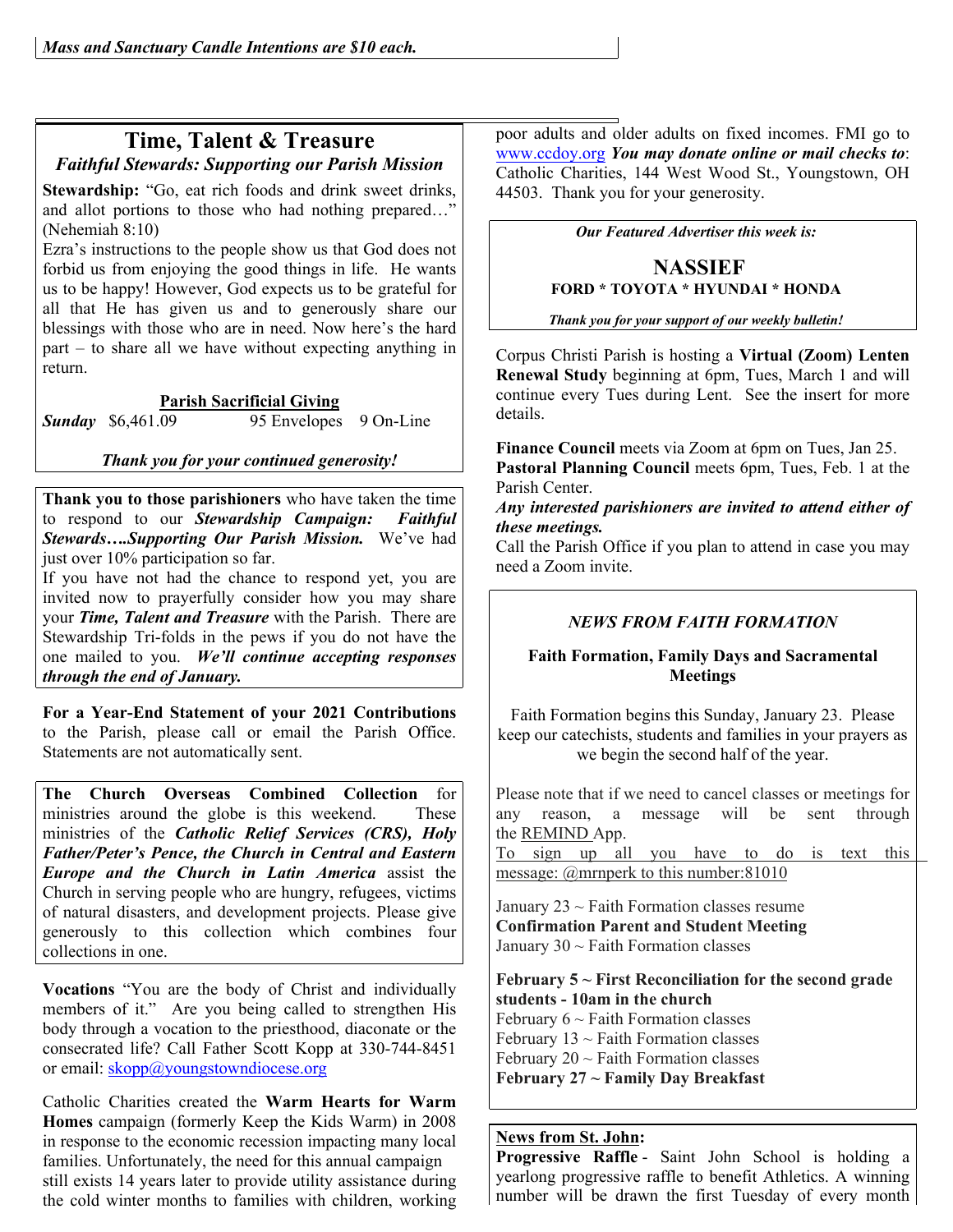*Mass and Sanctuary Candle Intentions are $10 each.*

## Time, Talent & Treasure

### *Faithful Stewards: Supporting our Parish Mission*

**Stewardship:** "Go, eat rich foods and drink sweet drinks, and allot portions to those who had nothing prepared…" (Nehemiah 8:10)

Ezra's instructions to the people show us that God does not forbid us from enjoying the good things in life. He wants us to be happy! However, God expects us to be grateful for all that He has given us and to generously share our blessings with those who are in need. Now here's the hard part – to share all we have without expecting anything in return.

**Parish Sacrificial Giving**

| ***Sunday*** | $6,461.09 | 95 Envelopes | 9 On-Line |
|---|---|---|---|

***Thank you for your continued generosity!***

**Thank you to those parishioners** who have taken the time to respond to our ***Stewardship Campaign: Faithful Stewards….Supporting Our Parish Mission.*** We've had just over 10% participation so far.

If you have not had the chance to respond yet, you are invited now to prayerfully consider how you may share your ***Time, Talent and Treasure*** with the Parish. There are Stewardship Tri-folds in the pews if you do not have the one mailed to you. ***We'll continue accepting responses through the end of January.***

**For a Year-End Statement of your 2021 Contributions** to the Parish, please call or email the Parish Office. Statements are not automatically sent.

**The Church Overseas Combined Collection** for ministries around the globe is this weekend. These ministries of the ***Catholic Relief Services (CRS), Holy Father/Peter's Pence, the Church in Central and Eastern Europe and the Church in Latin America*** assist the Church in serving people who are hungry, refugees, victims of natural disasters, and development projects. Please give generously to this collection which combines four collections in one.

**Vocations** "You are the body of Christ and individually members of it." Are you being called to strengthen His body through a vocation to the priesthood, diaconate or the consecrated life? Call Father Scott Kopp at 330-744-8451 or email: skopp@youngstowndiocese.org

Catholic Charities created the **Warm Hearts for Warm Homes** campaign (formerly Keep the Kids Warm) in 2008 in response to the economic recession impacting many local families. Unfortunately, the need for this annual campaign still exists 14 years later to provide utility assistance during the cold winter months to families with children, working poor adults and older adults on fixed incomes. FMI go to www.ccdoy.org ***You may donate online or mail checks to***: Catholic Charities, 144 West Wood St., Youngstown, OH 44503. Thank you for your generosity.

***Our Featured Advertiser this week is:***

**NASSIEF**
**FORD * TOYOTA * HYUNDAI * HONDA**

***Thank you for your support of our weekly bulletin!***

Corpus Christi Parish is hosting a **Virtual (Zoom) Lenten Renewal Study** beginning at 6pm, Tues, March 1 and will continue every Tues during Lent. See the insert for more details.

**Finance Council** meets via Zoom at 6pm on Tues, Jan 25.
**Pastoral Planning Council** meets 6pm, Tues, Feb. 1 at the Parish Center.
***Any interested parishioners are invited to attend either of these meetings.***
Call the Parish Office if you plan to attend in case you may need a Zoom invite.

### *NEWS FROM FAITH FORMATION*

**Faith Formation, Family Days and Sacramental Meetings**

Faith Formation begins this Sunday, January 23. Please keep our catechists, students and families in your prayers as we begin the second half of the year.

Please note that if we need to cancel classes or meetings for any reason, a message will be sent through the REMIND App.
To sign up all you have to do is text this message: @mrnperk to this number:81010

January 23 ~ Faith Formation classes resume
**Confirmation Parent and Student Meeting**
January 30 ~ Faith Formation classes

**February 5 ~ First Reconciliation for the second grade students - 10am in the church**
February 6 ~ Faith Formation classes
February 13 ~ Faith Formation classes
February 20 ~ Faith Formation classes
**February 27 ~ Family Day Breakfast**

**News from St. John:**
**Progressive Raffle** - Saint John School is holding a yearlong progressive raffle to benefit Athletics. A winning number will be drawn the first Tuesday of every month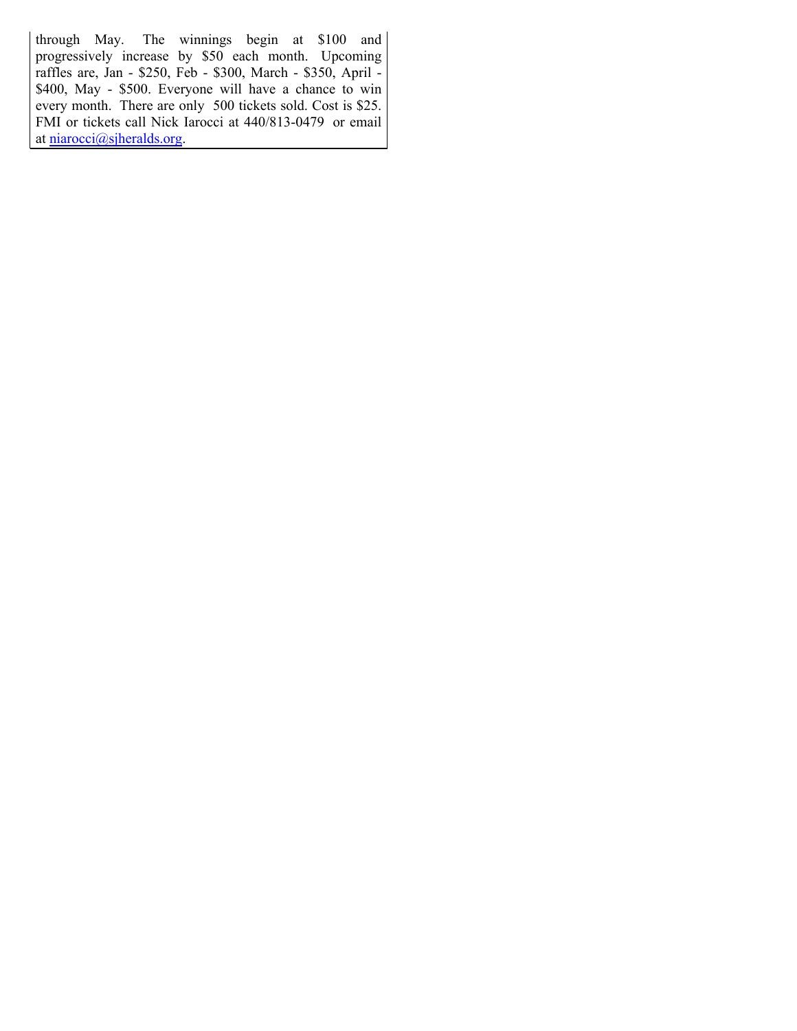through May. The winnings begin at $100 and progressively increase by $50 each month. Upcoming raffles are, Jan - $250, Feb - $300, March - $350, April - $400, May - $500. Everyone will have a chance to win every month. There are only 500 tickets sold. Cost is $25. FMI or tickets call Nick Iarocci at 440/813-0479 or email at niarocci@sjheralds.org.